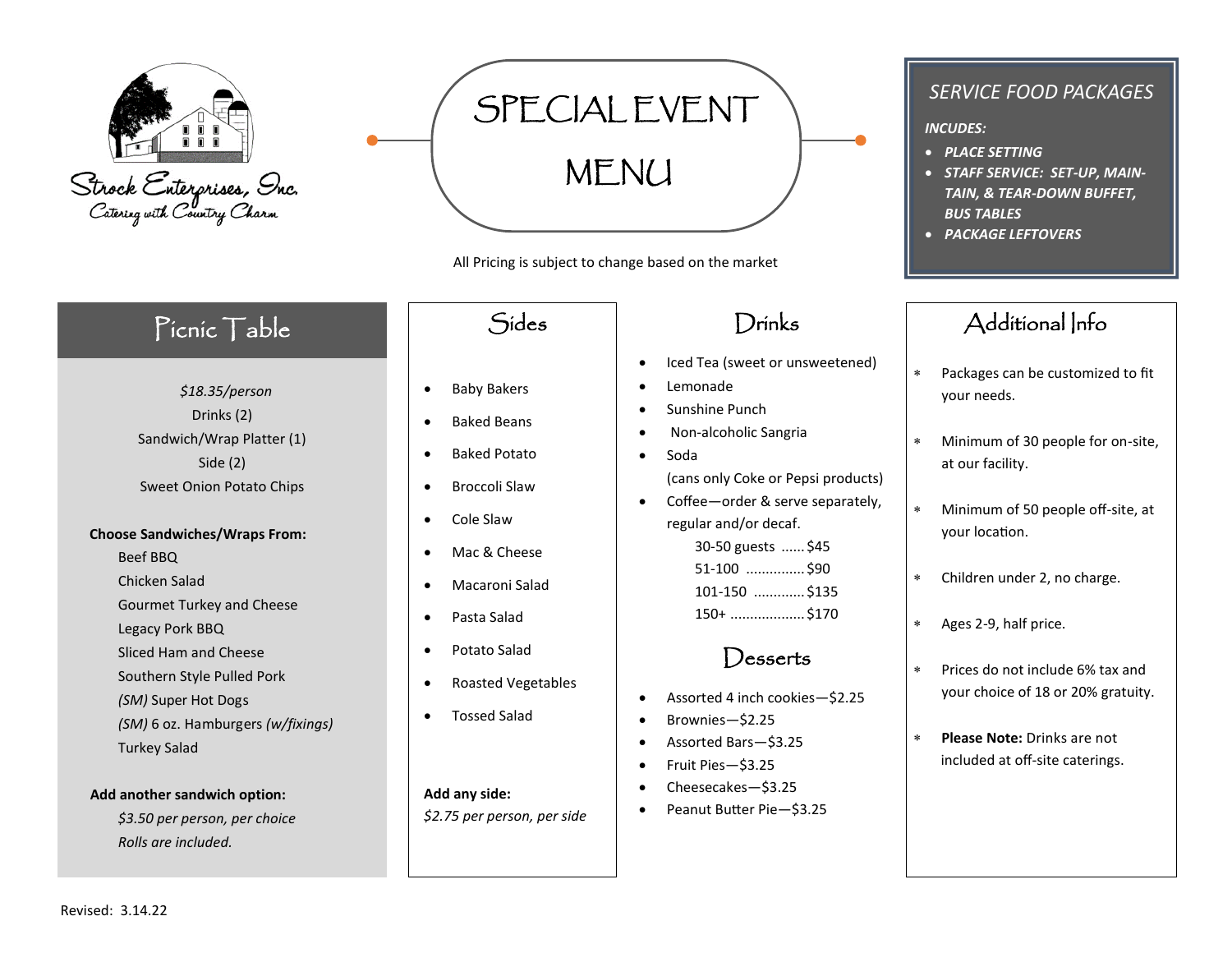Strock Enterprises, Inc.
Catering with Country Charm

# SPECIAL EVENT MENU

All Pricing is subject to change based on the market

## SERVICE FOOD PACKAGES

***INCUDES:***

- ***PLACE SETTING***
- ***STAFF SERVICE: SET-UP, MAINTAIN, & TEAR-DOWN BUFFET, BUS TABLES***
- ***PACKAGE LEFTOVERS***

## Picnic Table

*$18.35/person*
Drinks (2)
Sandwich/Wrap Platter (1)
Side (2)
Sweet Onion Potato Chips

**Choose Sandwiches/Wraps From:**

Beef BBQ
Chicken Salad
Gourmet Turkey and Cheese
Legacy Pork BBQ
Sliced Ham and Cheese
Southern Style Pulled Pork
*(SM)* Super Hot Dogs
*(SM)* 6 oz. Hamburgers *(w/fixings)*
Turkey Salad

**Add another sandwich option:**

*$3.50 per person, per choice*
*Rolls are included.*

## Sides

- Baby Bakers
- Baked Beans
- Baked Potato
- Broccoli Slaw
- Cole Slaw
- Mac & Cheese
- Macaroni Salad
- Pasta Salad
- Potato Salad
- Roasted Vegetables
- Tossed Salad

**Add any side:**
*$2.75 per person, per side*

## Drinks

- Iced Tea (sweet or unsweetened)
- Lemonade
- Sunshine Punch
- Non-alcoholic Sangria
- Soda
  (cans only Coke or Pepsi products)
- Coffee—order & serve separately, regular and/or decaf.
  - 30-50 guests ...... $45
  - 51-100 ............... $90
  - 101-150 ............. $135
  - 150+ ................... $170

## Desserts

- Assorted 4 inch cookies—$2.25
- Brownies—$2.25
- Assorted Bars—$3.25
- Fruit Pies—$3.25
- Cheesecakes—$3.25
- Peanut Butter Pie—$3.25

## Additional Info

* Packages can be customized to fit your needs.
* Minimum of 30 people for on-site, at our facility.
* Minimum of 50 people off-site, at your location.
* Children under 2, no charge.
* Ages 2-9, half price.
* Prices do not include 6% tax and your choice of 18 or 20% gratuity.
* **Please Note:** Drinks are not included at off-site caterings.

Revised: 3.14.22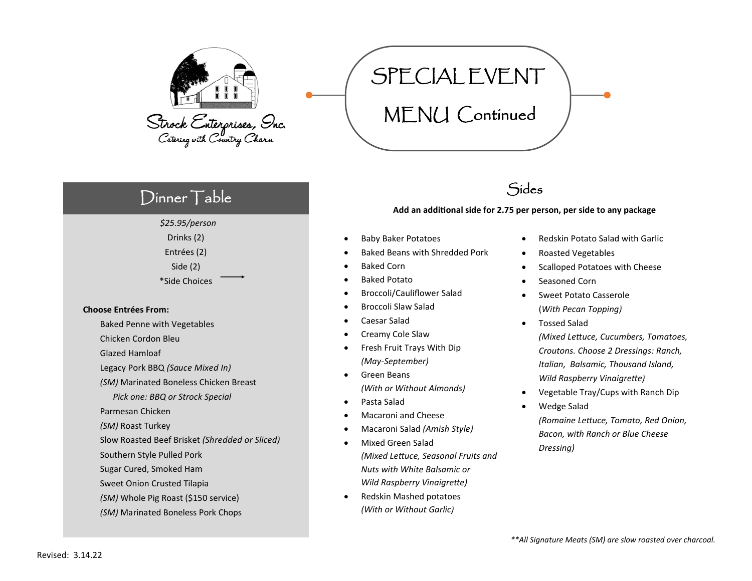Strock Enterprises, Inc.
Catering with Country Charm

# SPECIAL EVENT MENU Continued

## Dinner Table

*$25.95/person*

Drinks (2)

Entrées (2)

Side (2)

*Side Choices →

**Choose Entrées From:**

- Baked Penne with Vegetables
- Chicken Cordon Bleu
- Glazed Hamloaf
- Legacy Pork BBQ *(Sauce Mixed In)*
- *(SM)* Marinated Boneless Chicken Breast
  - *Pick one: BBQ or Strock Special*
- Parmesan Chicken
- *(SM)* Roast Turkey
- Slow Roasted Beef Brisket *(Shredded or Sliced)*
- Southern Style Pulled Pork
- Sugar Cured, Smoked Ham
- Sweet Onion Crusted Tilapia
- *(SM)* Whole Pig Roast ($150 service)
- *(SM)* Marinated Boneless Pork Chops

## Sides

**Add an additional side for 2.75 per person, per side to any package**

- Baby Baker Potatoes
- Baked Beans with Shredded Pork
- Baked Corn
- Baked Potato
- Broccoli/Cauliflower Salad
- Broccoli Slaw Salad
- Caesar Salad
- Creamy Cole Slaw
- Fresh Fruit Trays With Dip *(May-September)*
- Green Beans *(With or Without Almonds)*
- Pasta Salad
- Macaroni and Cheese
- Macaroni Salad *(Amish Style)*
- Mixed Green Salad *(Mixed Lettuce, Seasonal Fruits and Nuts with White Balsamic or Wild Raspberry Vinaigrette)*
- Redskin Mashed potatoes *(With or Without Garlic)*
- Redskin Potato Salad with Garlic
- Roasted Vegetables
- Scalloped Potatoes with Cheese
- Seasoned Corn
- Sweet Potato Casserole (*With Pecan Topping)*
- Tossed Salad *(Mixed Lettuce, Cucumbers, Tomatoes, Croutons. Choose 2 Dressings: Ranch, Italian, Balsamic, Thousand Island, Wild Raspberry Vinaigrette)*
- Vegetable Tray/Cups with Ranch Dip
- Wedge Salad *(Romaine Lettuce, Tomato, Red Onion, Bacon, with Ranch or Blue Cheese Dressing)*

*\*\*All Signature Meats (SM) are slow roasted over charcoal.*

Revised: 3.14.22